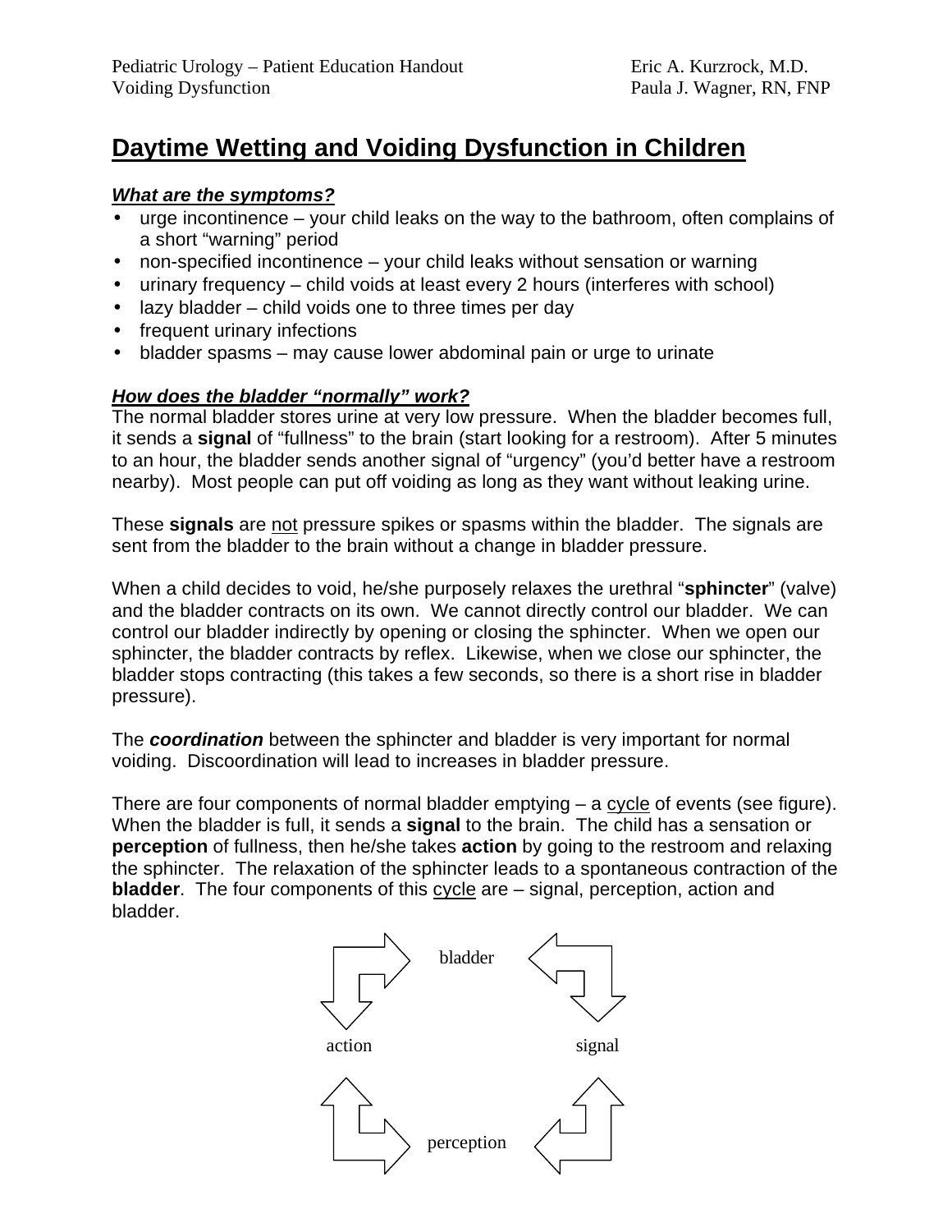Pediatric Urology – Patient Education Handout
Voiding Dysfunction

Eric A. Kurzrock, M.D.
Paula J. Wagner, RN, FNP

# Daytime Wetting and Voiding Dysfunction in Children

***What are the symptoms?***

- urge incontinence – your child leaks on the way to the bathroom, often complains of a short "warning" period
- non-specified incontinence – your child leaks without sensation or warning
- urinary frequency – child voids at least every 2 hours (interferes with school)
- lazy bladder – child voids one to three times per day
- frequent urinary infections
- bladder spasms – may cause lower abdominal pain or urge to urinate

***How does the bladder "normally" work?***

The normal bladder stores urine at very low pressure. When the bladder becomes full, it sends a **signal** of "fullness" to the brain (start looking for a restroom). After 5 minutes to an hour, the bladder sends another signal of "urgency" (you'd better have a restroom nearby). Most people can put off voiding as long as they want without leaking urine.

These **signals** are not pressure spikes or spasms within the bladder. The signals are sent from the bladder to the brain without a change in bladder pressure.

When a child decides to void, he/she purposely relaxes the urethral "**sphincter**" (valve) and the bladder contracts on its own. We cannot directly control our bladder. We can control our bladder indirectly by opening or closing the sphincter. When we open our sphincter, the bladder contracts by reflex. Likewise, when we close our sphincter, the bladder stops contracting (this takes a few seconds, so there is a short rise in bladder pressure).

The ***coordination*** between the sphincter and bladder is very important for normal voiding. Discoordination will lead to increases in bladder pressure.

There are four components of normal bladder emptying – a cycle of events (see figure). When the bladder is full, it sends a **signal** to the brain. The child has a sensation or **perception** of fullness, then he/she takes **action** by going to the restroom and relaxing the sphincter. The relaxation of the sphincter leads to a spontaneous contraction of the **bladder**. The four components of this cycle are – signal, perception, action and bladder.

bladder

action    signal

perception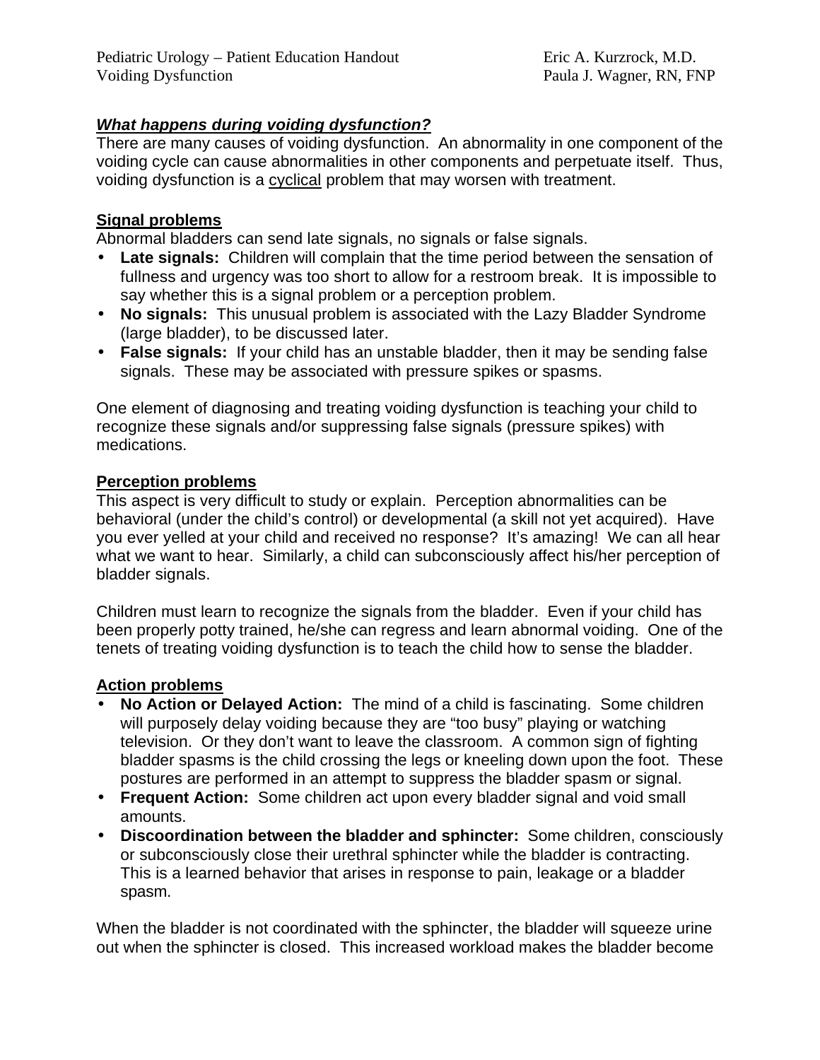### ***What happens during voiding dysfunction?***

There are many causes of voiding dysfunction. An abnormality in one component of the voiding cycle can cause abnormalities in other components and perpetuate itself. Thus, voiding dysfunction is a cyclical problem that may worsen with treatment.

### Signal problems

Abnormal bladders can send late signals, no signals or false signals.

- **Late signals:** Children will complain that the time period between the sensation of fullness and urgency was too short to allow for a restroom break. It is impossible to say whether this is a signal problem or a perception problem.
- **No signals:** This unusual problem is associated with the Lazy Bladder Syndrome (large bladder), to be discussed later.
- **False signals:** If your child has an unstable bladder, then it may be sending false signals. These may be associated with pressure spikes or spasms.

One element of diagnosing and treating voiding dysfunction is teaching your child to recognize these signals and/or suppressing false signals (pressure spikes) with medications.

### Perception problems

This aspect is very difficult to study or explain. Perception abnormalities can be behavioral (under the child's control) or developmental (a skill not yet acquired). Have you ever yelled at your child and received no response? It's amazing! We can all hear what we want to hear. Similarly, a child can subconsciously affect his/her perception of bladder signals.

Children must learn to recognize the signals from the bladder. Even if your child has been properly potty trained, he/she can regress and learn abnormal voiding. One of the tenets of treating voiding dysfunction is to teach the child how to sense the bladder.

### Action problems

- **No Action or Delayed Action:** The mind of a child is fascinating. Some children will purposely delay voiding because they are "too busy" playing or watching television. Or they don't want to leave the classroom. A common sign of fighting bladder spasms is the child crossing the legs or kneeling down upon the foot. These postures are performed in an attempt to suppress the bladder spasm or signal.
- **Frequent Action:** Some children act upon every bladder signal and void small amounts.
- **Discoordination between the bladder and sphincter:** Some children, consciously or subconsciously close their urethral sphincter while the bladder is contracting. This is a learned behavior that arises in response to pain, leakage or a bladder spasm.

When the bladder is not coordinated with the sphincter, the bladder will squeeze urine out when the sphincter is closed. This increased workload makes the bladder become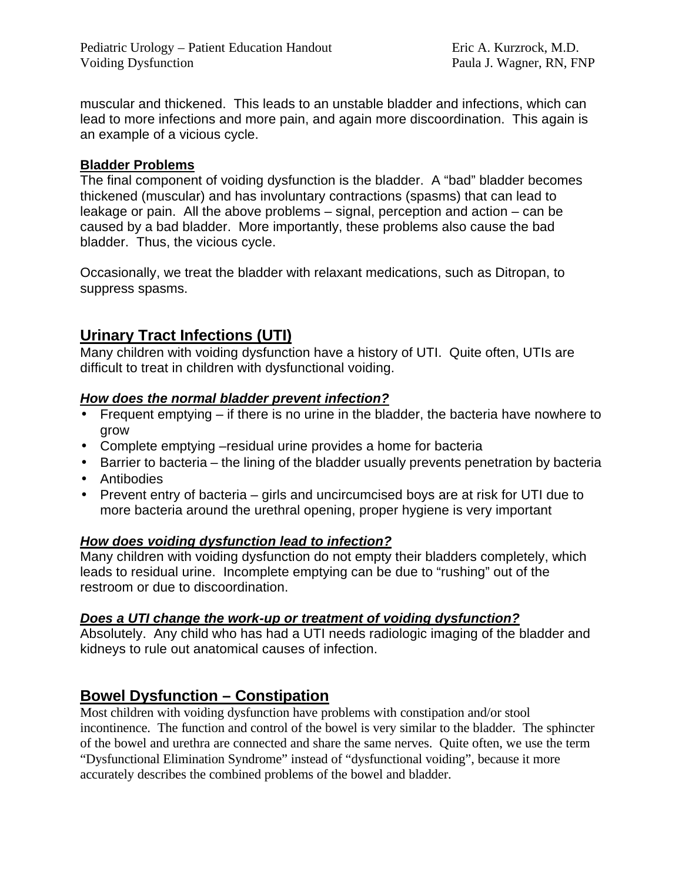muscular and thickened. This leads to an unstable bladder and infections, which can lead to more infections and more pain, and again more discoordination. This again is an example of a vicious cycle.

**Bladder Problems**

The final component of voiding dysfunction is the bladder. A "bad" bladder becomes thickened (muscular) and has involuntary contractions (spasms) that can lead to leakage or pain. All the above problems – signal, perception and action – can be caused by a bad bladder. More importantly, these problems also cause the bad bladder. Thus, the vicious cycle.

Occasionally, we treat the bladder with relaxant medications, such as Ditropan, to suppress spasms.

## Urinary Tract Infections (UTI)

Many children with voiding dysfunction have a history of UTI. Quite often, UTIs are difficult to treat in children with dysfunctional voiding.

***How does the normal bladder prevent infection?***

- Frequent emptying – if there is no urine in the bladder, the bacteria have nowhere to grow
- Complete emptying –residual urine provides a home for bacteria
- Barrier to bacteria – the lining of the bladder usually prevents penetration by bacteria
- Antibodies
- Prevent entry of bacteria – girls and uncircumcised boys are at risk for UTI due to more bacteria around the urethral opening, proper hygiene is very important

***How does voiding dysfunction lead to infection?***

Many children with voiding dysfunction do not empty their bladders completely, which leads to residual urine. Incomplete emptying can be due to "rushing" out of the restroom or due to discoordination.

***Does a UTI change the work-up or treatment of voiding dysfunction?***

Absolutely. Any child who has had a UTI needs radiologic imaging of the bladder and kidneys to rule out anatomical causes of infection.

## Bowel Dysfunction – Constipation

Most children with voiding dysfunction have problems with constipation and/or stool incontinence. The function and control of the bowel is very similar to the bladder. The sphincter of the bowel and urethra are connected and share the same nerves. Quite often, we use the term "Dysfunctional Elimination Syndrome" instead of "dysfunctional voiding", because it more accurately describes the combined problems of the bowel and bladder.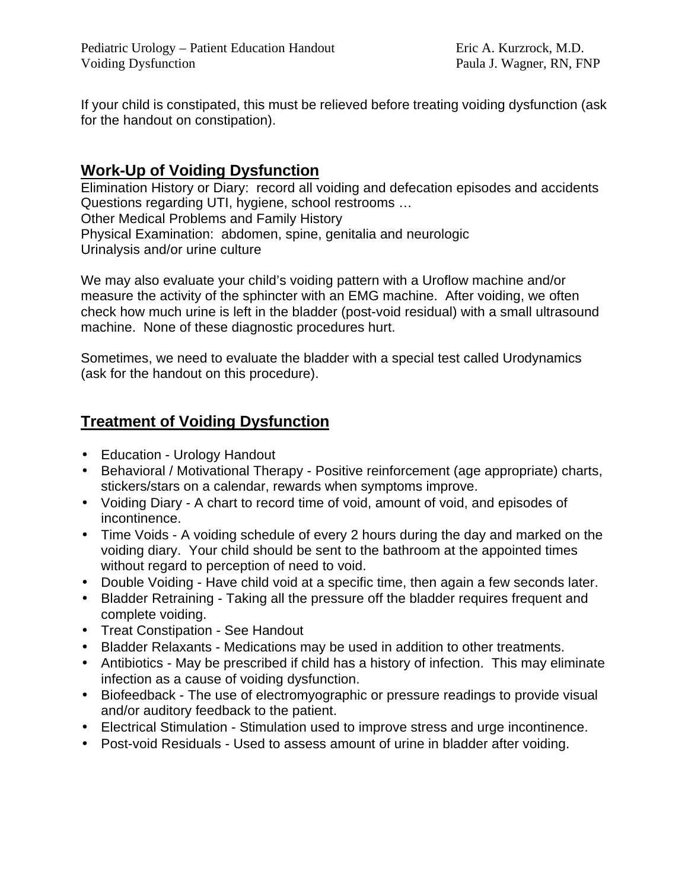If your child is constipated, this must be relieved before treating voiding dysfunction (ask for the handout on constipation).

## Work-Up of Voiding Dysfunction

Elimination History or Diary: record all voiding and defecation episodes and accidents
Questions regarding UTI, hygiene, school restrooms …
Other Medical Problems and Family History
Physical Examination: abdomen, spine, genitalia and neurologic
Urinalysis and/or urine culture

We may also evaluate your child's voiding pattern with a Uroflow machine and/or measure the activity of the sphincter with an EMG machine. After voiding, we often check how much urine is left in the bladder (post-void residual) with a small ultrasound machine. None of these diagnostic procedures hurt.

Sometimes, we need to evaluate the bladder with a special test called Urodynamics (ask for the handout on this procedure).

## Treatment of Voiding Dysfunction

- Education - Urology Handout
- Behavioral / Motivational Therapy - Positive reinforcement (age appropriate) charts, stickers/stars on a calendar, rewards when symptoms improve.
- Voiding Diary - A chart to record time of void, amount of void, and episodes of incontinence.
- Time Voids - A voiding schedule of every 2 hours during the day and marked on the voiding diary. Your child should be sent to the bathroom at the appointed times without regard to perception of need to void.
- Double Voiding - Have child void at a specific time, then again a few seconds later.
- Bladder Retraining - Taking all the pressure off the bladder requires frequent and complete voiding.
- Treat Constipation - See Handout
- Bladder Relaxants - Medications may be used in addition to other treatments.
- Antibiotics - May be prescribed if child has a history of infection. This may eliminate infection as a cause of voiding dysfunction.
- Biofeedback - The use of electromyographic or pressure readings to provide visual and/or auditory feedback to the patient.
- Electrical Stimulation - Stimulation used to improve stress and urge incontinence.
- Post-void Residuals - Used to assess amount of urine in bladder after voiding.